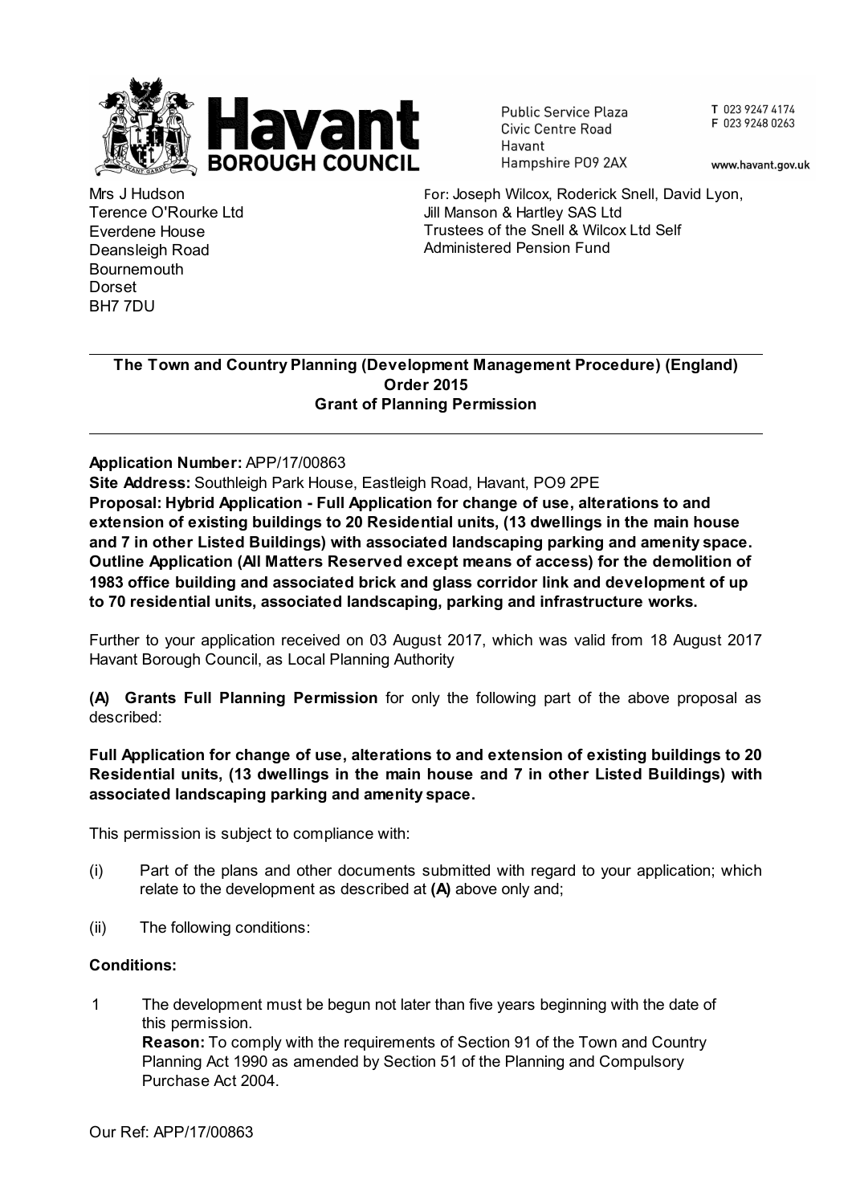Havant BOROUGH COUNCIL

Public Service Plaza
Civic Centre Road
Havant
Hampshire PO9 2AX

T 023 9247 4174
F 023 9248 0263

www.havant.gov.uk

Mrs J Hudson
Terence O'Rourke Ltd
Everdene House
Deansleigh Road
Bournemouth
Dorset
BH7 7DU

For: Joseph Wilcox, Roderick Snell, David Lyon, Jill Manson & Hartley SAS Ltd
Trustees of the Snell & Wilcox Ltd Self Administered Pension Fund

---

**The Town and Country Planning (Development Management Procedure) (England) Order 2015**
**Grant of Planning Permission**

---

**Application Number:** APP/17/00863
**Site Address:** Southleigh Park House, Eastleigh Road, Havant, PO9 2PE
**Proposal: Hybrid Application - Full Application for change of use, alterations to and extension of existing buildings to 20 Residential units, (13 dwellings in the main house and 7 in other Listed Buildings) with associated landscaping parking and amenity space. Outline Application (All Matters Reserved except means of access) for the demolition of 1983 office building and associated brick and glass corridor link and development of up to 70 residential units, associated landscaping, parking and infrastructure works.**

Further to your application received on 03 August 2017, which was valid from 18 August 2017 Havant Borough Council, as Local Planning Authority

**(A) Grants Full Planning Permission** for only the following part of the above proposal as described:

**Full Application for change of use, alterations to and extension of existing buildings to 20 Residential units, (13 dwellings in the main house and 7 in other Listed Buildings) with associated landscaping parking and amenity space.**

This permission is subject to compliance with:

(i) Part of the plans and other documents submitted with regard to your application; which relate to the development as described at **(A)** above only and;

(ii) The following conditions:

**Conditions:**

1 The development must be begun not later than five years beginning with the date of this permission.
**Reason:** To comply with the requirements of Section 91 of the Town and Country Planning Act 1990 as amended by Section 51 of the Planning and Compulsory Purchase Act 2004.

Our Ref: APP/17/00863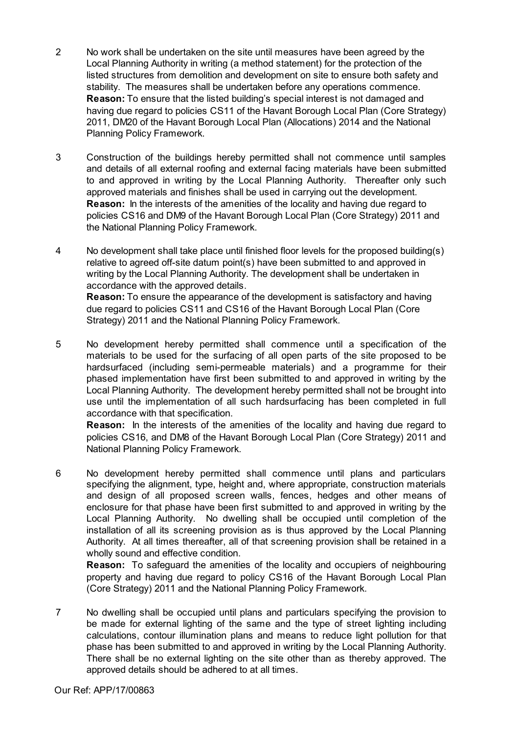2 No work shall be undertaken on the site until measures have been agreed by the Local Planning Authority in writing (a method statement) for the protection of the listed structures from demolition and development on site to ensure both safety and stability. The measures shall be undertaken before any operations commence.
**Reason:** To ensure that the listed building's special interest is not damaged and having due regard to policies CS11 of the Havant Borough Local Plan (Core Strategy) 2011, DM20 of the Havant Borough Local Plan (Allocations) 2014 and the National Planning Policy Framework.

3 Construction of the buildings hereby permitted shall not commence until samples and details of all external roofing and external facing materials have been submitted to and approved in writing by the Local Planning Authority. Thereafter only such approved materials and finishes shall be used in carrying out the development.
**Reason:** In the interests of the amenities of the locality and having due regard to policies CS16 and DM9 of the Havant Borough Local Plan (Core Strategy) 2011 and the National Planning Policy Framework.

4 No development shall take place until finished floor levels for the proposed building(s) relative to agreed off-site datum point(s) have been submitted to and approved in writing by the Local Planning Authority. The development shall be undertaken in accordance with the approved details.
**Reason:** To ensure the appearance of the development is satisfactory and having due regard to policies CS11 and CS16 of the Havant Borough Local Plan (Core Strategy) 2011 and the National Planning Policy Framework.

5 No development hereby permitted shall commence until a specification of the materials to be used for the surfacing of all open parts of the site proposed to be hardsurfaced (including semi-permeable materials) and a programme for their phased implementation have first been submitted to and approved in writing by the Local Planning Authority. The development hereby permitted shall not be brought into use until the implementation of all such hardsurfacing has been completed in full accordance with that specification.
**Reason:** In the interests of the amenities of the locality and having due regard to policies CS16, and DM8 of the Havant Borough Local Plan (Core Strategy) 2011 and National Planning Policy Framework.

6 No development hereby permitted shall commence until plans and particulars specifying the alignment, type, height and, where appropriate, construction materials and design of all proposed screen walls, fences, hedges and other means of enclosure for that phase have been first submitted to and approved in writing by the Local Planning Authority. No dwelling shall be occupied until completion of the installation of all its screening provision as is thus approved by the Local Planning Authority. At all times thereafter, all of that screening provision shall be retained in a wholly sound and effective condition.
**Reason:** To safeguard the amenities of the locality and occupiers of neighbouring property and having due regard to policy CS16 of the Havant Borough Local Plan (Core Strategy) 2011 and the National Planning Policy Framework.

7 No dwelling shall be occupied until plans and particulars specifying the provision to be made for external lighting of the same and the type of street lighting including calculations, contour illumination plans and means to reduce light pollution for that phase has been submitted to and approved in writing by the Local Planning Authority. There shall be no external lighting on the site other than as thereby approved. The approved details should be adhered to at all times.

Our Ref: APP/17/00863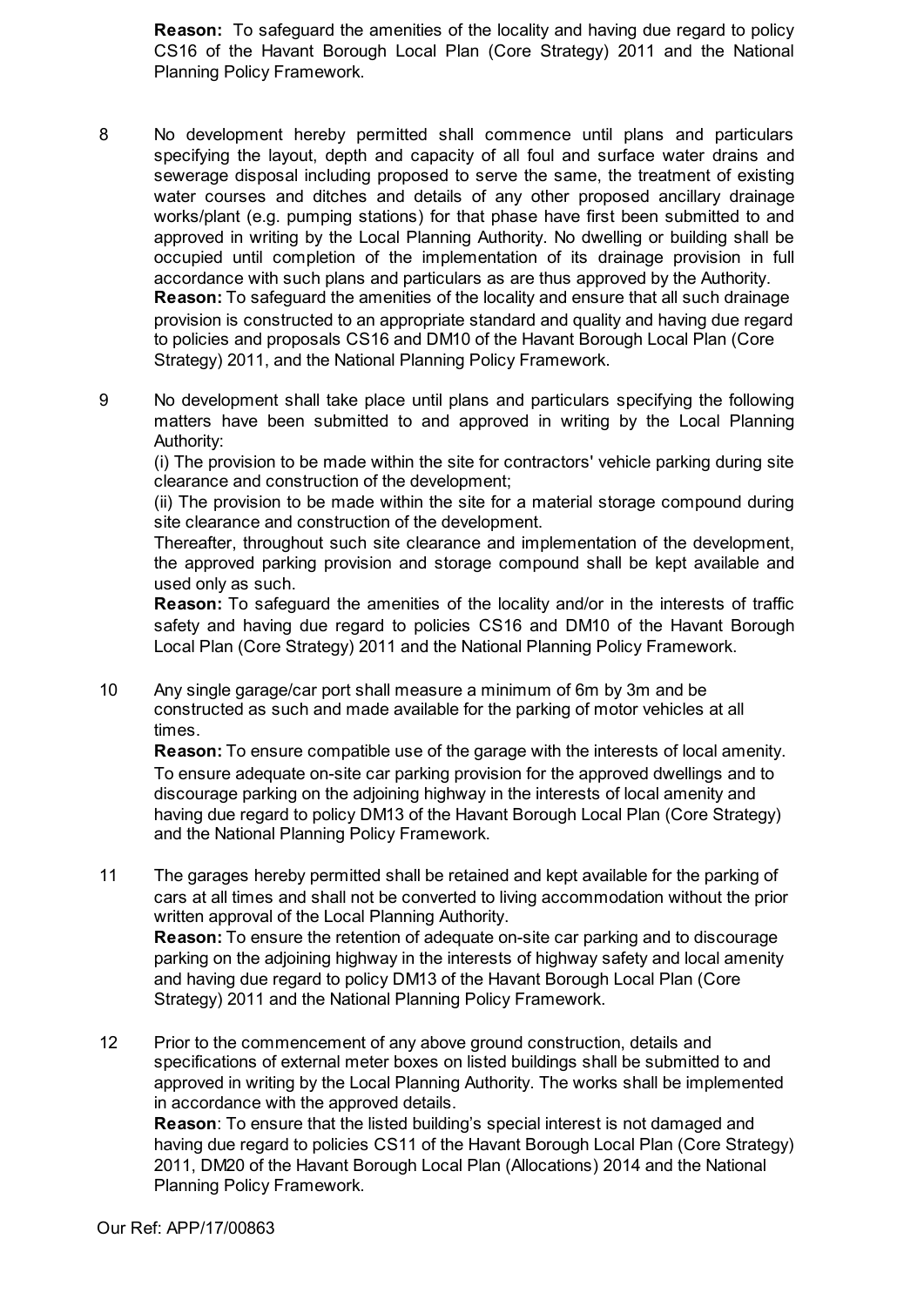**Reason:** To safeguard the amenities of the locality and having due regard to policy CS16 of the Havant Borough Local Plan (Core Strategy) 2011 and the National Planning Policy Framework.

8 No development hereby permitted shall commence until plans and particulars specifying the layout, depth and capacity of all foul and surface water drains and sewerage disposal including proposed to serve the same, the treatment of existing water courses and ditches and details of any other proposed ancillary drainage works/plant (e.g. pumping stations) for that phase have first been submitted to and approved in writing by the Local Planning Authority. No dwelling or building shall be occupied until completion of the implementation of its drainage provision in full accordance with such plans and particulars as are thus approved by the Authority.
**Reason:** To safeguard the amenities of the locality and ensure that all such drainage provision is constructed to an appropriate standard and quality and having due regard to policies and proposals CS16 and DM10 of the Havant Borough Local Plan (Core Strategy) 2011, and the National Planning Policy Framework.

9 No development shall take place until plans and particulars specifying the following matters have been submitted to and approved in writing by the Local Planning Authority:
(i) The provision to be made within the site for contractors' vehicle parking during site clearance and construction of the development;
(ii) The provision to be made within the site for a material storage compound during site clearance and construction of the development.
Thereafter, throughout such site clearance and implementation of the development, the approved parking provision and storage compound shall be kept available and used only as such.
**Reason:** To safeguard the amenities of the locality and/or in the interests of traffic safety and having due regard to policies CS16 and DM10 of the Havant Borough Local Plan (Core Strategy) 2011 and the National Planning Policy Framework.

10 Any single garage/car port shall measure a minimum of 6m by 3m and be constructed as such and made available for the parking of motor vehicles at all times.
**Reason:** To ensure compatible use of the garage with the interests of local amenity. To ensure adequate on-site car parking provision for the approved dwellings and to discourage parking on the adjoining highway in the interests of local amenity and having due regard to policy DM13 of the Havant Borough Local Plan (Core Strategy) and the National Planning Policy Framework.

11 The garages hereby permitted shall be retained and kept available for the parking of cars at all times and shall not be converted to living accommodation without the prior written approval of the Local Planning Authority.
**Reason:** To ensure the retention of adequate on-site car parking and to discourage parking on the adjoining highway in the interests of highway safety and local amenity and having due regard to policy DM13 of the Havant Borough Local Plan (Core Strategy) 2011 and the National Planning Policy Framework.

12 Prior to the commencement of any above ground construction, details and specifications of external meter boxes on listed buildings shall be submitted to and approved in writing by the Local Planning Authority. The works shall be implemented in accordance with the approved details.
**Reason**: To ensure that the listed building's special interest is not damaged and having due regard to policies CS11 of the Havant Borough Local Plan (Core Strategy) 2011, DM20 of the Havant Borough Local Plan (Allocations) 2014 and the National Planning Policy Framework.

Our Ref: APP/17/00863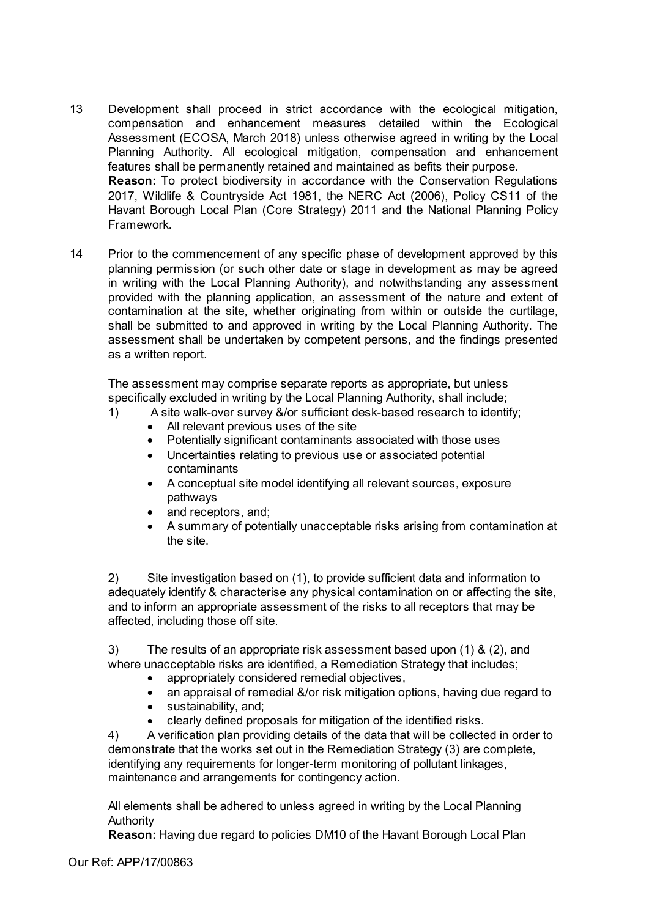13 Development shall proceed in strict accordance with the ecological mitigation, compensation and enhancement measures detailed within the Ecological Assessment (ECOSA, March 2018) unless otherwise agreed in writing by the Local Planning Authority. All ecological mitigation, compensation and enhancement features shall be permanently retained and maintained as befits their purpose.
**Reason:** To protect biodiversity in accordance with the Conservation Regulations 2017, Wildlife & Countryside Act 1981, the NERC Act (2006), Policy CS11 of the Havant Borough Local Plan (Core Strategy) 2011 and the National Planning Policy Framework.

14 Prior to the commencement of any specific phase of development approved by this planning permission (or such other date or stage in development as may be agreed in writing with the Local Planning Authority), and notwithstanding any assessment provided with the planning application, an assessment of the nature and extent of contamination at the site, whether originating from within or outside the curtilage, shall be submitted to and approved in writing by the Local Planning Authority. The assessment shall be undertaken by competent persons, and the findings presented as a written report.

The assessment may comprise separate reports as appropriate, but unless specifically excluded in writing by the Local Planning Authority, shall include;

1) A site walk-over survey &/or sufficient desk-based research to identify;
   - All relevant previous uses of the site
   - Potentially significant contaminants associated with those uses
   - Uncertainties relating to previous use or associated potential contaminants
   - A conceptual site model identifying all relevant sources, exposure pathways
   - and receptors, and;
   - A summary of potentially unacceptable risks arising from contamination at the site.

2) Site investigation based on (1), to provide sufficient data and information to adequately identify & characterise any physical contamination on or affecting the site, and to inform an appropriate assessment of the risks to all receptors that may be affected, including those off site.

3) The results of an appropriate risk assessment based upon (1) & (2), and where unacceptable risks are identified, a Remediation Strategy that includes;
   - appropriately considered remedial objectives,
   - an appraisal of remedial &/or risk mitigation options, having due regard to
   - sustainability, and;
   - clearly defined proposals for mitigation of the identified risks.

4) A verification plan providing details of the data that will be collected in order to demonstrate that the works set out in the Remediation Strategy (3) are complete, identifying any requirements for longer-term monitoring of pollutant linkages, maintenance and arrangements for contingency action.

All elements shall be adhered to unless agreed in writing by the Local Planning Authority
**Reason:** Having due regard to policies DM10 of the Havant Borough Local Plan

Our Ref: APP/17/00863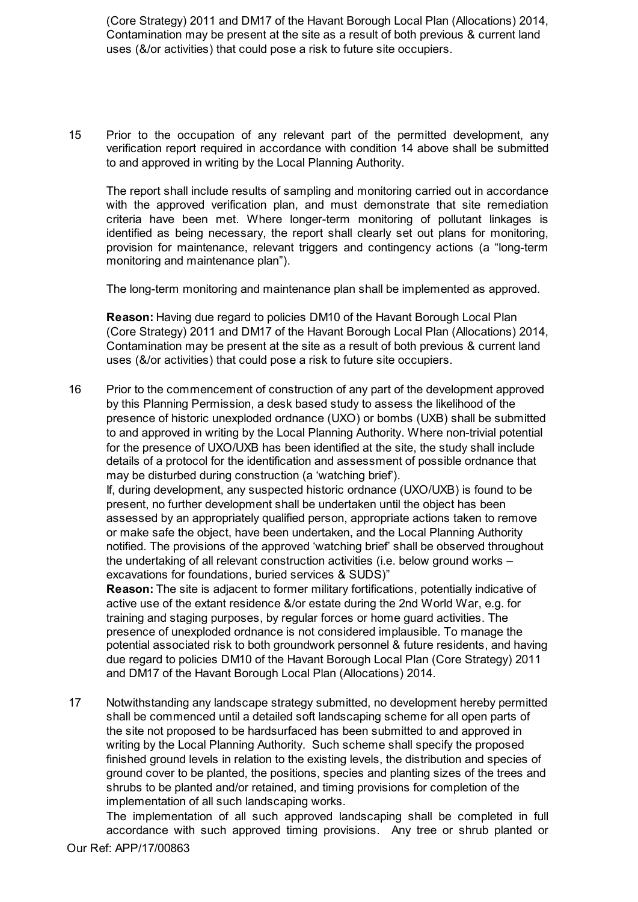(Core Strategy) 2011 and DM17 of the Havant Borough Local Plan (Allocations) 2014, Contamination may be present at the site as a result of both previous & current land uses (&/or activities) that could pose a risk to future site occupiers.

15 Prior to the occupation of any relevant part of the permitted development, any verification report required in accordance with condition 14 above shall be submitted to and approved in writing by the Local Planning Authority.

The report shall include results of sampling and monitoring carried out in accordance with the approved verification plan, and must demonstrate that site remediation criteria have been met. Where longer-term monitoring of pollutant linkages is identified as being necessary, the report shall clearly set out plans for monitoring, provision for maintenance, relevant triggers and contingency actions (a "long-term monitoring and maintenance plan").

The long-term monitoring and maintenance plan shall be implemented as approved.

**Reason:** Having due regard to policies DM10 of the Havant Borough Local Plan (Core Strategy) 2011 and DM17 of the Havant Borough Local Plan (Allocations) 2014, Contamination may be present at the site as a result of both previous & current land uses (&/or activities) that could pose a risk to future site occupiers.

16 Prior to the commencement of construction of any part of the development approved by this Planning Permission, a desk based study to assess the likelihood of the presence of historic unexploded ordnance (UXO) or bombs (UXB) shall be submitted to and approved in writing by the Local Planning Authority. Where non-trivial potential for the presence of UXO/UXB has been identified at the site, the study shall include details of a protocol for the identification and assessment of possible ordnance that may be disturbed during construction (a 'watching brief').

If, during development, any suspected historic ordnance (UXO/UXB) is found to be present, no further development shall be undertaken until the object has been assessed by an appropriately qualified person, appropriate actions taken to remove or make safe the object, have been undertaken, and the Local Planning Authority notified. The provisions of the approved 'watching brief' shall be observed throughout the undertaking of all relevant construction activities (i.e. below ground works – excavations for foundations, buried services & SUDS)"

**Reason:** The site is adjacent to former military fortifications, potentially indicative of active use of the extant residence &/or estate during the 2nd World War, e.g. for training and staging purposes, by regular forces or home guard activities. The presence of unexploded ordnance is not considered implausible. To manage the potential associated risk to both groundwork personnel & future residents, and having due regard to policies DM10 of the Havant Borough Local Plan (Core Strategy) 2011 and DM17 of the Havant Borough Local Plan (Allocations) 2014.

17 Notwithstanding any landscape strategy submitted, no development hereby permitted shall be commenced until a detailed soft landscaping scheme for all open parts of the site not proposed to be hardsurfaced has been submitted to and approved in writing by the Local Planning Authority. Such scheme shall specify the proposed finished ground levels in relation to the existing levels, the distribution and species of ground cover to be planted, the positions, species and planting sizes of the trees and shrubs to be planted and/or retained, and timing provisions for completion of the implementation of all such landscaping works.

The implementation of all such approved landscaping shall be completed in full accordance with such approved timing provisions. Any tree or shrub planted or

Our Ref: APP/17/00863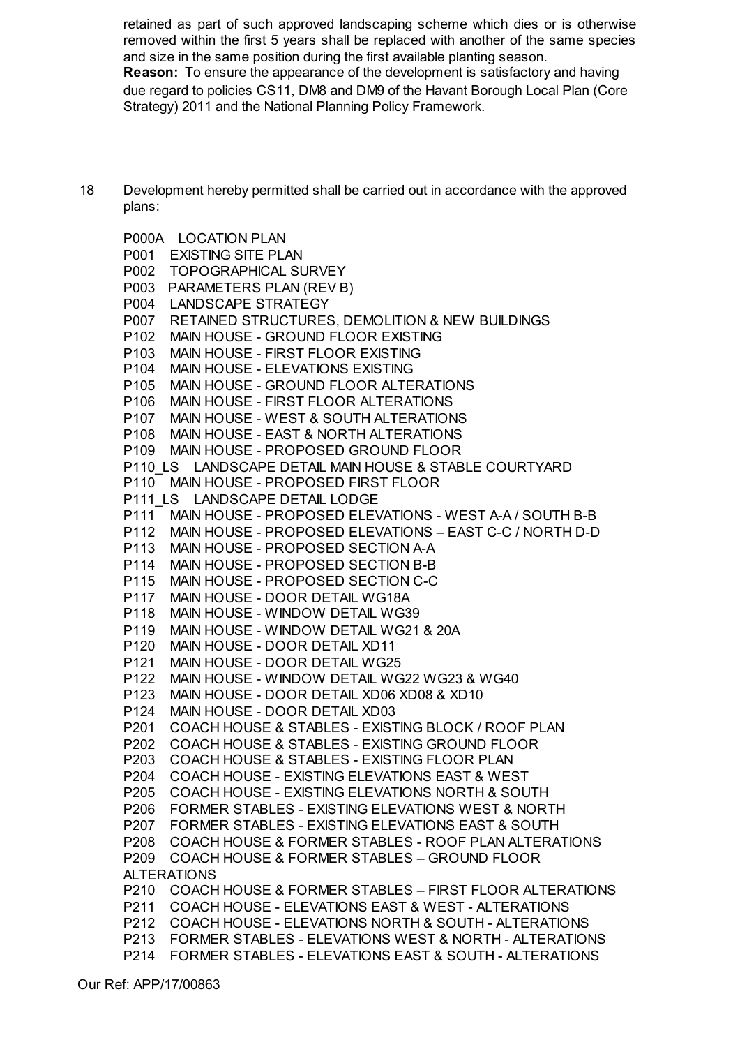retained as part of such approved landscaping scheme which dies or is otherwise removed within the first 5 years shall be replaced with another of the same species and size in the same position during the first available planting season.

**Reason:** To ensure the appearance of the development is satisfactory and having due regard to policies CS11, DM8 and DM9 of the Havant Borough Local Plan (Core Strategy) 2011 and the National Planning Policy Framework.

18 Development hereby permitted shall be carried out in accordance with the approved plans:

P000A LOCATION PLAN
P001 EXISTING SITE PLAN
P002 TOPOGRAPHICAL SURVEY
P003 PARAMETERS PLAN (REV B)
P004 LANDSCAPE STRATEGY
P007 RETAINED STRUCTURES, DEMOLITION & NEW BUILDINGS
P102 MAIN HOUSE - GROUND FLOOR EXISTING
P103 MAIN HOUSE - FIRST FLOOR EXISTING
P104 MAIN HOUSE - ELEVATIONS EXISTING
P105 MAIN HOUSE - GROUND FLOOR ALTERATIONS
P106 MAIN HOUSE - FIRST FLOOR ALTERATIONS
P107 MAIN HOUSE - WEST & SOUTH ALTERATIONS
P108 MAIN HOUSE - EAST & NORTH ALTERATIONS
P109 MAIN HOUSE - PROPOSED GROUND FLOOR
P110_LS LANDSCAPE DETAIL MAIN HOUSE & STABLE COURTYARD
P110 MAIN HOUSE - PROPOSED FIRST FLOOR
P111_LS LANDSCAPE DETAIL LODGE
P111 MAIN HOUSE - PROPOSED ELEVATIONS - WEST A-A / SOUTH B-B
P112 MAIN HOUSE - PROPOSED ELEVATIONS – EAST C-C / NORTH D-D
P113 MAIN HOUSE - PROPOSED SECTION A-A
P114 MAIN HOUSE - PROPOSED SECTION B-B
P115 MAIN HOUSE - PROPOSED SECTION C-C
P117 MAIN HOUSE - DOOR DETAIL WG18A
P118 MAIN HOUSE - WINDOW DETAIL WG39
P119 MAIN HOUSE - WINDOW DETAIL WG21 & 20A
P120 MAIN HOUSE - DOOR DETAIL XD11
P121 MAIN HOUSE - DOOR DETAIL WG25
P122 MAIN HOUSE - WINDOW DETAIL WG22 WG23 & WG40
P123 MAIN HOUSE - DOOR DETAIL XD06 XD08 & XD10
P124 MAIN HOUSE - DOOR DETAIL XD03
P201 COACH HOUSE & STABLES - EXISTING BLOCK / ROOF PLAN
P202 COACH HOUSE & STABLES - EXISTING GROUND FLOOR
P203 COACH HOUSE & STABLES - EXISTING FLOOR PLAN
P204 COACH HOUSE - EXISTING ELEVATIONS EAST & WEST
P205 COACH HOUSE - EXISTING ELEVATIONS NORTH & SOUTH
P206 FORMER STABLES - EXISTING ELEVATIONS WEST & NORTH
P207 FORMER STABLES - EXISTING ELEVATIONS EAST & SOUTH
P208 COACH HOUSE & FORMER STABLES - ROOF PLAN ALTERATIONS
P209 COACH HOUSE & FORMER STABLES – GROUND FLOOR ALTERATIONS
P210 COACH HOUSE & FORMER STABLES – FIRST FLOOR ALTERATIONS
P211 COACH HOUSE - ELEVATIONS EAST & WEST - ALTERATIONS
P212 COACH HOUSE - ELEVATIONS NORTH & SOUTH - ALTERATIONS
P213 FORMER STABLES - ELEVATIONS WEST & NORTH - ALTERATIONS
P214 FORMER STABLES - ELEVATIONS EAST & SOUTH - ALTERATIONS

Our Ref: APP/17/00863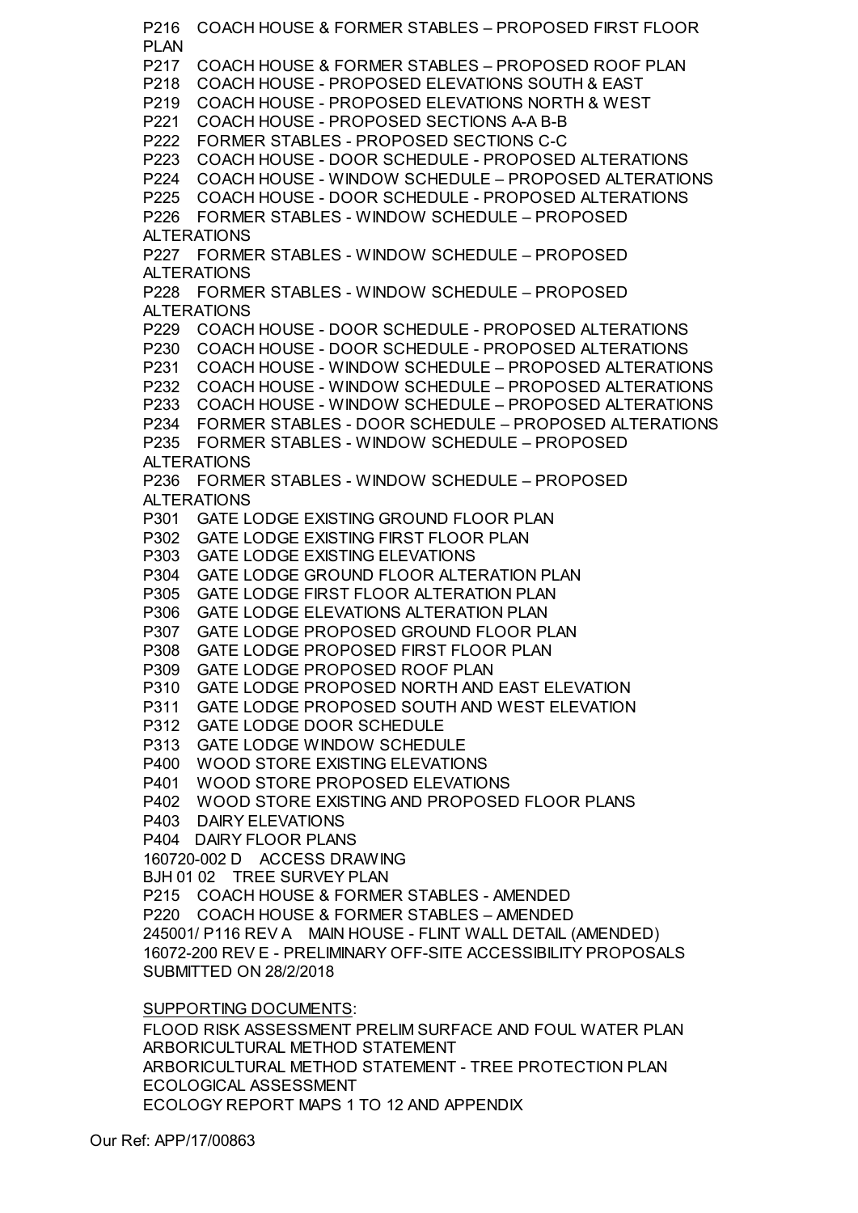P216 COACH HOUSE & FORMER STABLES – PROPOSED FIRST FLOOR PLAN
P217 COACH HOUSE & FORMER STABLES – PROPOSED ROOF PLAN
P218 COACH HOUSE - PROPOSED ELEVATIONS SOUTH & EAST
P219 COACH HOUSE - PROPOSED ELEVATIONS NORTH & WEST
P221 COACH HOUSE - PROPOSED SECTIONS A-A B-B
P222 FORMER STABLES - PROPOSED SECTIONS C-C
P223 COACH HOUSE - DOOR SCHEDULE - PROPOSED ALTERATIONS
P224 COACH HOUSE - WINDOW SCHEDULE – PROPOSED ALTERATIONS
P225 COACH HOUSE - DOOR SCHEDULE - PROPOSED ALTERATIONS
P226 FORMER STABLES - WINDOW SCHEDULE – PROPOSED ALTERATIONS
P227 FORMER STABLES - WINDOW SCHEDULE – PROPOSED ALTERATIONS
P228 FORMER STABLES - WINDOW SCHEDULE – PROPOSED ALTERATIONS
P229 COACH HOUSE - DOOR SCHEDULE - PROPOSED ALTERATIONS
P230 COACH HOUSE - DOOR SCHEDULE - PROPOSED ALTERATIONS
P231 COACH HOUSE - WINDOW SCHEDULE – PROPOSED ALTERATIONS
P232 COACH HOUSE - WINDOW SCHEDULE – PROPOSED ALTERATIONS
P233 COACH HOUSE - WINDOW SCHEDULE – PROPOSED ALTERATIONS
P234 FORMER STABLES - DOOR SCHEDULE – PROPOSED ALTERATIONS
P235 FORMER STABLES - WINDOW SCHEDULE – PROPOSED ALTERATIONS
P236 FORMER STABLES - WINDOW SCHEDULE – PROPOSED ALTERATIONS
P301 GATE LODGE EXISTING GROUND FLOOR PLAN
P302 GATE LODGE EXISTING FIRST FLOOR PLAN
P303 GATE LODGE EXISTING ELEVATIONS
P304 GATE LODGE GROUND FLOOR ALTERATION PLAN
P305 GATE LODGE FIRST FLOOR ALTERATION PLAN
P306 GATE LODGE ELEVATIONS ALTERATION PLAN
P307 GATE LODGE PROPOSED GROUND FLOOR PLAN
P308 GATE LODGE PROPOSED FIRST FLOOR PLAN
P309 GATE LODGE PROPOSED ROOF PLAN
P310 GATE LODGE PROPOSED NORTH AND EAST ELEVATION
P311 GATE LODGE PROPOSED SOUTH AND WEST ELEVATION
P312 GATE LODGE DOOR SCHEDULE
P313 GATE LODGE WINDOW SCHEDULE
P400 WOOD STORE EXISTING ELEVATIONS
P401 WOOD STORE PROPOSED ELEVATIONS
P402 WOOD STORE EXISTING AND PROPOSED FLOOR PLANS
P403 DAIRY ELEVATIONS
P404 DAIRY FLOOR PLANS
160720-002 D ACCESS DRAWING
BJH 01 02 TREE SURVEY PLAN
P215 COACH HOUSE & FORMER STABLES - AMENDED
P220 COACH HOUSE & FORMER STABLES – AMENDED
245001/ P116 REV A MAIN HOUSE - FLINT WALL DETAIL (AMENDED)
16072-200 REV E - PRELIMINARY OFF-SITE ACCESSIBILITY PROPOSALS SUBMITTED ON 28/2/2018

SUPPORTING DOCUMENTS:
FLOOD RISK ASSESSMENT PRELIM SURFACE AND FOUL WATER PLAN
ARBORICULTURAL METHOD STATEMENT
ARBORICULTURAL METHOD STATEMENT - TREE PROTECTION PLAN
ECOLOGICAL ASSESSMENT
ECOLOGY REPORT MAPS 1 TO 12 AND APPENDIX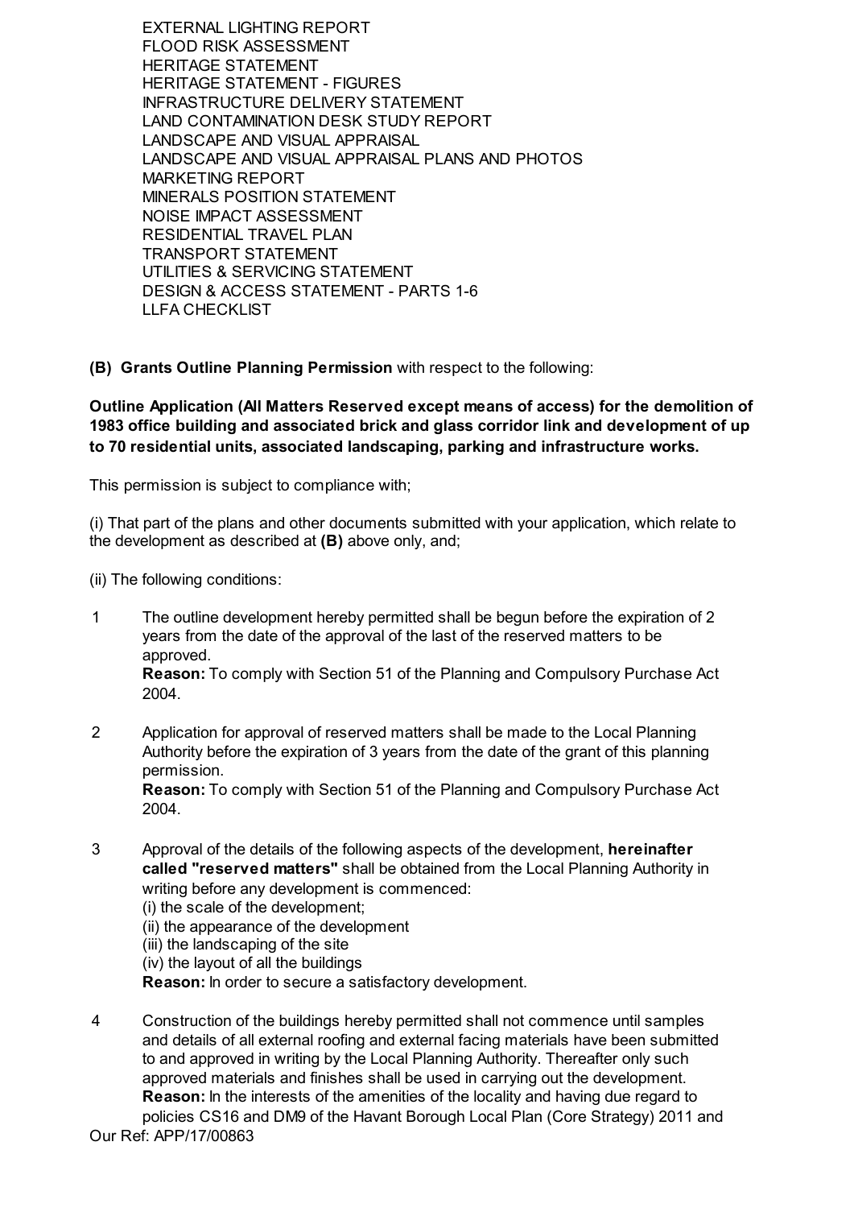EXTERNAL LIGHTING REPORT
FLOOD RISK ASSESSMENT
HERITAGE STATEMENT
HERITAGE STATEMENT - FIGURES
INFRASTRUCTURE DELIVERY STATEMENT
LAND CONTAMINATION DESK STUDY REPORT
LANDSCAPE AND VISUAL APPRAISAL
LANDSCAPE AND VISUAL APPRAISAL PLANS AND PHOTOS
MARKETING REPORT
MINERALS POSITION STATEMENT
NOISE IMPACT ASSESSMENT
RESIDENTIAL TRAVEL PLAN
TRANSPORT STATEMENT
UTILITIES & SERVICING STATEMENT
DESIGN & ACCESS STATEMENT - PARTS 1-6
LLFA CHECKLIST

**(B) Grants Outline Planning Permission** with respect to the following:

**Outline Application (All Matters Reserved except means of access) for the demolition of 1983 office building and associated brick and glass corridor link and development of up to 70 residential units, associated landscaping, parking and infrastructure works.**

This permission is subject to compliance with;

(i) That part of the plans and other documents submitted with your application, which relate to the development as described at **(B)** above only, and;

(ii) The following conditions:

1 The outline development hereby permitted shall be begun before the expiration of 2 years from the date of the approval of the last of the reserved matters to be approved.
**Reason:** To comply with Section 51 of the Planning and Compulsory Purchase Act 2004.

2 Application for approval of reserved matters shall be made to the Local Planning Authority before the expiration of 3 years from the date of the grant of this planning permission.
**Reason:** To comply with Section 51 of the Planning and Compulsory Purchase Act 2004.

3 Approval of the details of the following aspects of the development, **hereinafter called "reserved matters"** shall be obtained from the Local Planning Authority in writing before any development is commenced:
(i) the scale of the development;
(ii) the appearance of the development
(iii) the landscaping of the site
(iv) the layout of all the buildings
**Reason:** In order to secure a satisfactory development.

4 Construction of the buildings hereby permitted shall not commence until samples and details of all external roofing and external facing materials have been submitted to and approved in writing by the Local Planning Authority. Thereafter only such approved materials and finishes shall be used in carrying out the development.
**Reason:** In the interests of the amenities of the locality and having due regard to policies CS16 and DM9 of the Havant Borough Local Plan (Core Strategy) 2011 and

Our Ref: APP/17/00863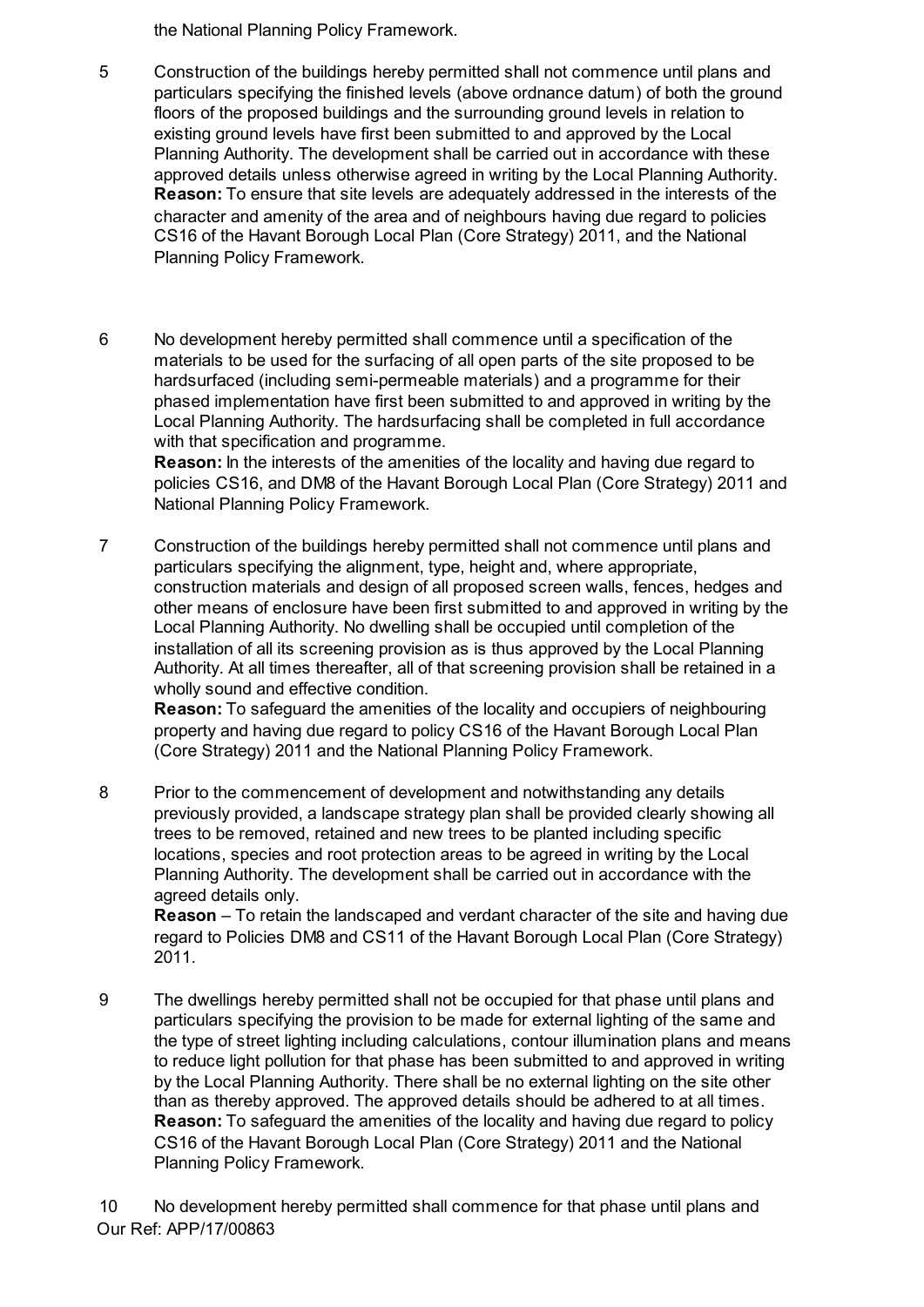the National Planning Policy Framework.

5 Construction of the buildings hereby permitted shall not commence until plans and particulars specifying the finished levels (above ordnance datum) of both the ground floors of the proposed buildings and the surrounding ground levels in relation to existing ground levels have first been submitted to and approved by the Local Planning Authority. The development shall be carried out in accordance with these approved details unless otherwise agreed in writing by the Local Planning Authority.
**Reason:** To ensure that site levels are adequately addressed in the interests of the character and amenity of the area and of neighbours having due regard to policies CS16 of the Havant Borough Local Plan (Core Strategy) 2011, and the National Planning Policy Framework.

6 No development hereby permitted shall commence until a specification of the materials to be used for the surfacing of all open parts of the site proposed to be hardsurfaced (including semi-permeable materials) and a programme for their phased implementation have first been submitted to and approved in writing by the Local Planning Authority. The hardsurfacing shall be completed in full accordance with that specification and programme.
**Reason:** In the interests of the amenities of the locality and having due regard to policies CS16, and DM8 of the Havant Borough Local Plan (Core Strategy) 2011 and National Planning Policy Framework.

7 Construction of the buildings hereby permitted shall not commence until plans and particulars specifying the alignment, type, height and, where appropriate, construction materials and design of all proposed screen walls, fences, hedges and other means of enclosure have been first submitted to and approved in writing by the Local Planning Authority. No dwelling shall be occupied until completion of the installation of all its screening provision as is thus approved by the Local Planning Authority. At all times thereafter, all of that screening provision shall be retained in a wholly sound and effective condition.
**Reason:** To safeguard the amenities of the locality and occupiers of neighbouring property and having due regard to policy CS16 of the Havant Borough Local Plan (Core Strategy) 2011 and the National Planning Policy Framework.

8 Prior to the commencement of development and notwithstanding any details previously provided, a landscape strategy plan shall be provided clearly showing all trees to be removed, retained and new trees to be planted including specific locations, species and root protection areas to be agreed in writing by the Local Planning Authority. The development shall be carried out in accordance with the agreed details only.
**Reason** – To retain the landscaped and verdant character of the site and having due regard to Policies DM8 and CS11 of the Havant Borough Local Plan (Core Strategy) 2011.

9 The dwellings hereby permitted shall not be occupied for that phase until plans and particulars specifying the provision to be made for external lighting of the same and the type of street lighting including calculations, contour illumination plans and means to reduce light pollution for that phase has been submitted to and approved in writing by the Local Planning Authority. There shall be no external lighting on the site other than as thereby approved. The approved details should be adhered to at all times.
**Reason:** To safeguard the amenities of the locality and having due regard to policy CS16 of the Havant Borough Local Plan (Core Strategy) 2011 and the National Planning Policy Framework.

10 No development hereby permitted shall commence for that phase until plans and

Our Ref: APP/17/00863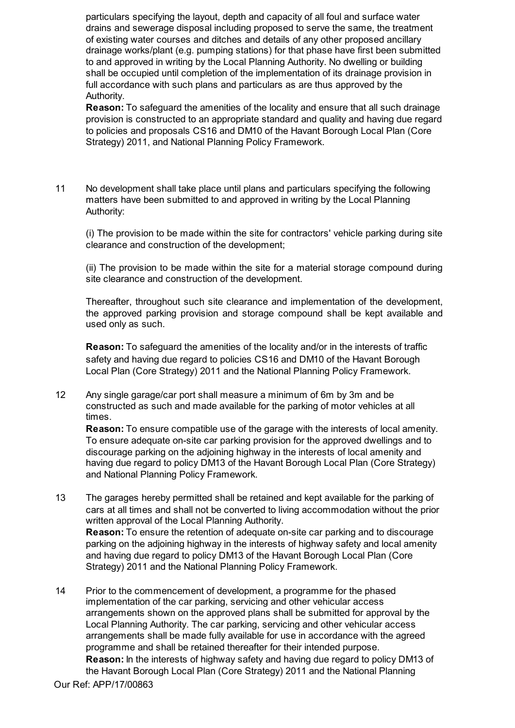particulars specifying the layout, depth and capacity of all foul and surface water drains and sewerage disposal including proposed to serve the same, the treatment of existing water courses and ditches and details of any other proposed ancillary drainage works/plant (e.g. pumping stations) for that phase have first been submitted to and approved in writing by the Local Planning Authority. No dwelling or building shall be occupied until completion of the implementation of its drainage provision in full accordance with such plans and particulars as are thus approved by the Authority.

**Reason:** To safeguard the amenities of the locality and ensure that all such drainage provision is constructed to an appropriate standard and quality and having due regard to policies and proposals CS16 and DM10 of the Havant Borough Local Plan (Core Strategy) 2011, and National Planning Policy Framework.

11 No development shall take place until plans and particulars specifying the following matters have been submitted to and approved in writing by the Local Planning Authority:

(i) The provision to be made within the site for contractors' vehicle parking during site clearance and construction of the development;

(ii) The provision to be made within the site for a material storage compound during site clearance and construction of the development.

Thereafter, throughout such site clearance and implementation of the development, the approved parking provision and storage compound shall be kept available and used only as such.

**Reason:** To safeguard the amenities of the locality and/or in the interests of traffic safety and having due regard to policies CS16 and DM10 of the Havant Borough Local Plan (Core Strategy) 2011 and the National Planning Policy Framework.

12 Any single garage/car port shall measure a minimum of 6m by 3m and be constructed as such and made available for the parking of motor vehicles at all times.

**Reason:** To ensure compatible use of the garage with the interests of local amenity. To ensure adequate on-site car parking provision for the approved dwellings and to discourage parking on the adjoining highway in the interests of local amenity and having due regard to policy DM13 of the Havant Borough Local Plan (Core Strategy) and National Planning Policy Framework.

13 The garages hereby permitted shall be retained and kept available for the parking of cars at all times and shall not be converted to living accommodation without the prior written approval of the Local Planning Authority.

**Reason:** To ensure the retention of adequate on-site car parking and to discourage parking on the adjoining highway in the interests of highway safety and local amenity and having due regard to policy DM13 of the Havant Borough Local Plan (Core Strategy) 2011 and the National Planning Policy Framework.

14 Prior to the commencement of development, a programme for the phased implementation of the car parking, servicing and other vehicular access arrangements shown on the approved plans shall be submitted for approval by the Local Planning Authority. The car parking, servicing and other vehicular access arrangements shall be made fully available for use in accordance with the agreed programme and shall be retained thereafter for their intended purpose.

**Reason:** In the interests of highway safety and having due regard to policy DM13 of the Havant Borough Local Plan (Core Strategy) 2011 and the National Planning

Our Ref: APP/17/00863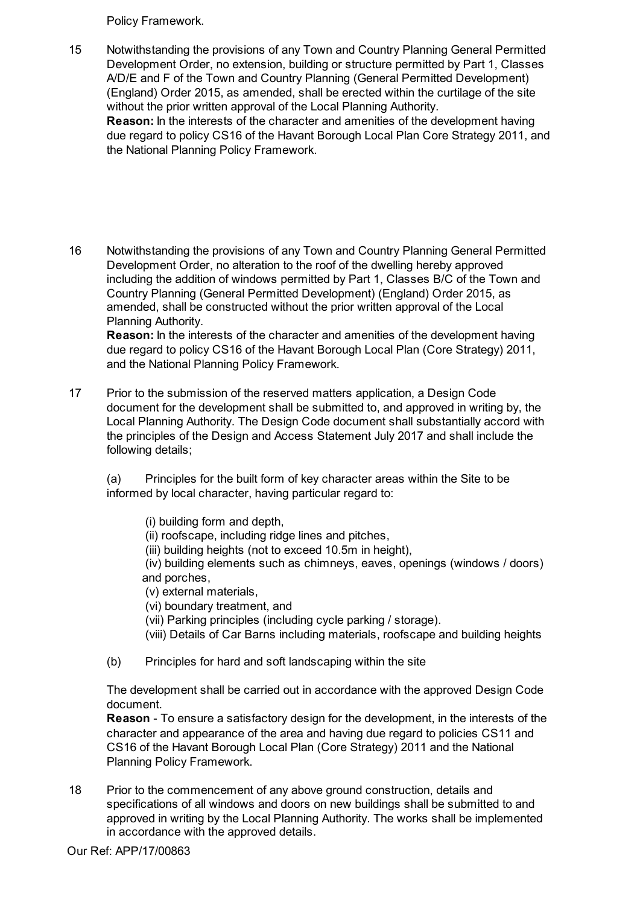Policy Framework.

15 Notwithstanding the provisions of any Town and Country Planning General Permitted Development Order, no extension, building or structure permitted by Part 1, Classes A/D/E and F of the Town and Country Planning (General Permitted Development) (England) Order 2015, as amended, shall be erected within the curtilage of the site without the prior written approval of the Local Planning Authority.
**Reason:** In the interests of the character and amenities of the development having due regard to policy CS16 of the Havant Borough Local Plan Core Strategy 2011, and the National Planning Policy Framework.

16 Notwithstanding the provisions of any Town and Country Planning General Permitted Development Order, no alteration to the roof of the dwelling hereby approved including the addition of windows permitted by Part 1, Classes B/C of the Town and Country Planning (General Permitted Development) (England) Order 2015, as amended, shall be constructed without the prior written approval of the Local Planning Authority.
**Reason:** In the interests of the character and amenities of the development having due regard to policy CS16 of the Havant Borough Local Plan (Core Strategy) 2011, and the National Planning Policy Framework.

17 Prior to the submission of the reserved matters application, a Design Code document for the development shall be submitted to, and approved in writing by, the Local Planning Authority. The Design Code document shall substantially accord with the principles of the Design and Access Statement July 2017 and shall include the following details;

(a) Principles for the built form of key character areas within the Site to be informed by local character, having particular regard to:

(i) building form and depth,
(ii) roofscape, including ridge lines and pitches,
(iii) building heights (not to exceed 10.5m in height),
(iv) building elements such as chimneys, eaves, openings (windows / doors) and porches,
(v) external materials,
(vi) boundary treatment, and
(vii) Parking principles (including cycle parking / storage).
(viii) Details of Car Barns including materials, roofscape and building heights

(b) Principles for hard and soft landscaping within the site

The development shall be carried out in accordance with the approved Design Code document.
**Reason** - To ensure a satisfactory design for the development, in the interests of the character and appearance of the area and having due regard to policies CS11 and CS16 of the Havant Borough Local Plan (Core Strategy) 2011 and the National Planning Policy Framework.

18 Prior to the commencement of any above ground construction, details and specifications of all windows and doors on new buildings shall be submitted to and approved in writing by the Local Planning Authority. The works shall be implemented in accordance with the approved details.

Our Ref: APP/17/00863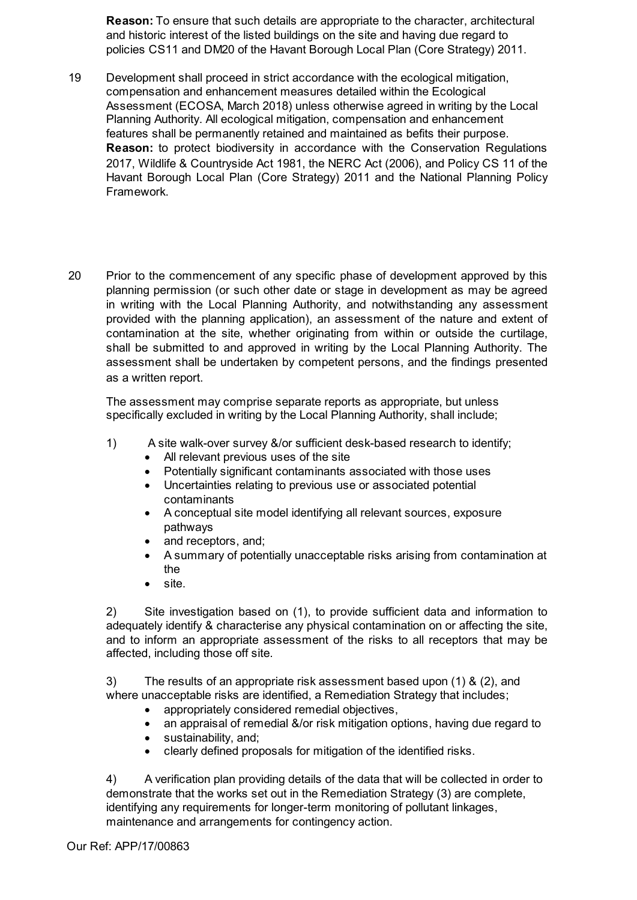**Reason:** To ensure that such details are appropriate to the character, architectural and historic interest of the listed buildings on the site and having due regard to policies CS11 and DM20 of the Havant Borough Local Plan (Core Strategy) 2011.

19 Development shall proceed in strict accordance with the ecological mitigation, compensation and enhancement measures detailed within the Ecological Assessment (ECOSA, March 2018) unless otherwise agreed in writing by the Local Planning Authority. All ecological mitigation, compensation and enhancement features shall be permanently retained and maintained as befits their purpose.
**Reason:** to protect biodiversity in accordance with the Conservation Regulations 2017, Wildlife & Countryside Act 1981, the NERC Act (2006), and Policy CS 11 of the Havant Borough Local Plan (Core Strategy) 2011 and the National Planning Policy Framework.

20 Prior to the commencement of any specific phase of development approved by this planning permission (or such other date or stage in development as may be agreed in writing with the Local Planning Authority, and notwithstanding any assessment provided with the planning application), an assessment of the nature and extent of contamination at the site, whether originating from within or outside the curtilage, shall be submitted to and approved in writing by the Local Planning Authority. The assessment shall be undertaken by competent persons, and the findings presented as a written report.

The assessment may comprise separate reports as appropriate, but unless specifically excluded in writing by the Local Planning Authority, shall include;

1) A site walk-over survey &/or sufficient desk-based research to identify;
   - All relevant previous uses of the site
   - Potentially significant contaminants associated with those uses
   - Uncertainties relating to previous use or associated potential contaminants
   - A conceptual site model identifying all relevant sources, exposure pathways
   - and receptors, and;
   - A summary of potentially unacceptable risks arising from contamination at the
   - site.

2) Site investigation based on (1), to provide sufficient data and information to adequately identify & characterise any physical contamination on or affecting the site, and to inform an appropriate assessment of the risks to all receptors that may be affected, including those off site.

3) The results of an appropriate risk assessment based upon (1) & (2), and where unacceptable risks are identified, a Remediation Strategy that includes;
   - appropriately considered remedial objectives,
   - an appraisal of remedial &/or risk mitigation options, having due regard to
   - sustainability, and;
   - clearly defined proposals for mitigation of the identified risks.

4) A verification plan providing details of the data that will be collected in order to demonstrate that the works set out in the Remediation Strategy (3) are complete, identifying any requirements for longer-term monitoring of pollutant linkages, maintenance and arrangements for contingency action.

Our Ref: APP/17/00863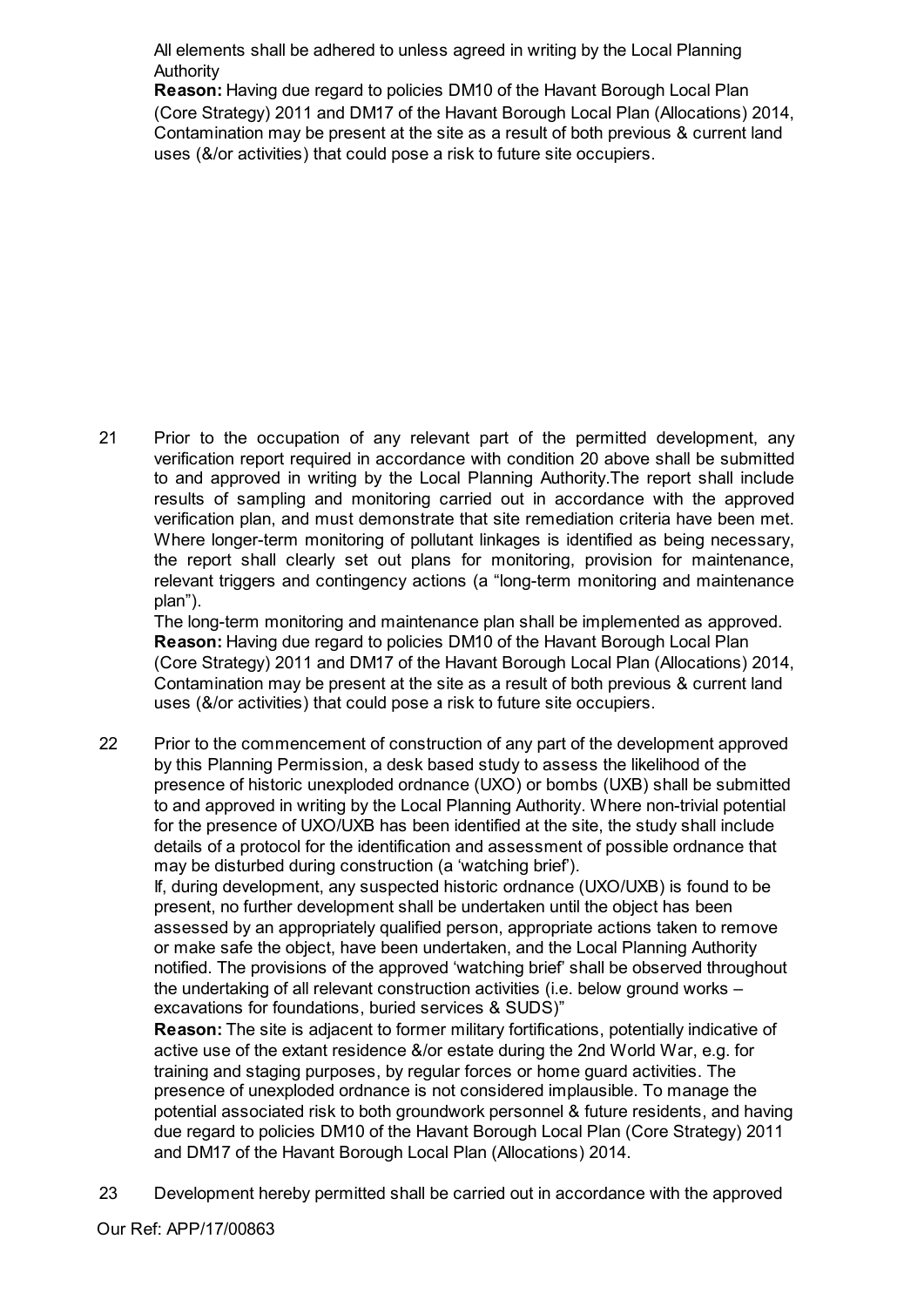All elements shall be adhered to unless agreed in writing by the Local Planning Authority

**Reason:** Having due regard to policies DM10 of the Havant Borough Local Plan (Core Strategy) 2011 and DM17 of the Havant Borough Local Plan (Allocations) 2014, Contamination may be present at the site as a result of both previous & current land uses (&/or activities) that could pose a risk to future site occupiers.

21 Prior to the occupation of any relevant part of the permitted development, any verification report required in accordance with condition 20 above shall be submitted to and approved in writing by the Local Planning Authority.The report shall include results of sampling and monitoring carried out in accordance with the approved verification plan, and must demonstrate that site remediation criteria have been met. Where longer-term monitoring of pollutant linkages is identified as being necessary, the report shall clearly set out plans for monitoring, provision for maintenance, relevant triggers and contingency actions (a "long-term monitoring and maintenance plan").

The long-term monitoring and maintenance plan shall be implemented as approved.

**Reason:** Having due regard to policies DM10 of the Havant Borough Local Plan (Core Strategy) 2011 and DM17 of the Havant Borough Local Plan (Allocations) 2014, Contamination may be present at the site as a result of both previous & current land uses (&/or activities) that could pose a risk to future site occupiers.

22 Prior to the commencement of construction of any part of the development approved by this Planning Permission, a desk based study to assess the likelihood of the presence of historic unexploded ordnance (UXO) or bombs (UXB) shall be submitted to and approved in writing by the Local Planning Authority. Where non-trivial potential for the presence of UXO/UXB has been identified at the site, the study shall include details of a protocol for the identification and assessment of possible ordnance that may be disturbed during construction (a 'watching brief').

If, during development, any suspected historic ordnance (UXO/UXB) is found to be present, no further development shall be undertaken until the object has been assessed by an appropriately qualified person, appropriate actions taken to remove or make safe the object, have been undertaken, and the Local Planning Authority notified. The provisions of the approved 'watching brief' shall be observed throughout the undertaking of all relevant construction activities (i.e. below ground works – excavations for foundations, buried services & SUDS)"

**Reason:** The site is adjacent to former military fortifications, potentially indicative of active use of the extant residence &/or estate during the 2nd World War, e.g. for training and staging purposes, by regular forces or home guard activities. The presence of unexploded ordnance is not considered implausible. To manage the potential associated risk to both groundwork personnel & future residents, and having due regard to policies DM10 of the Havant Borough Local Plan (Core Strategy) 2011 and DM17 of the Havant Borough Local Plan (Allocations) 2014.

23 Development hereby permitted shall be carried out in accordance with the approved

Our Ref: APP/17/00863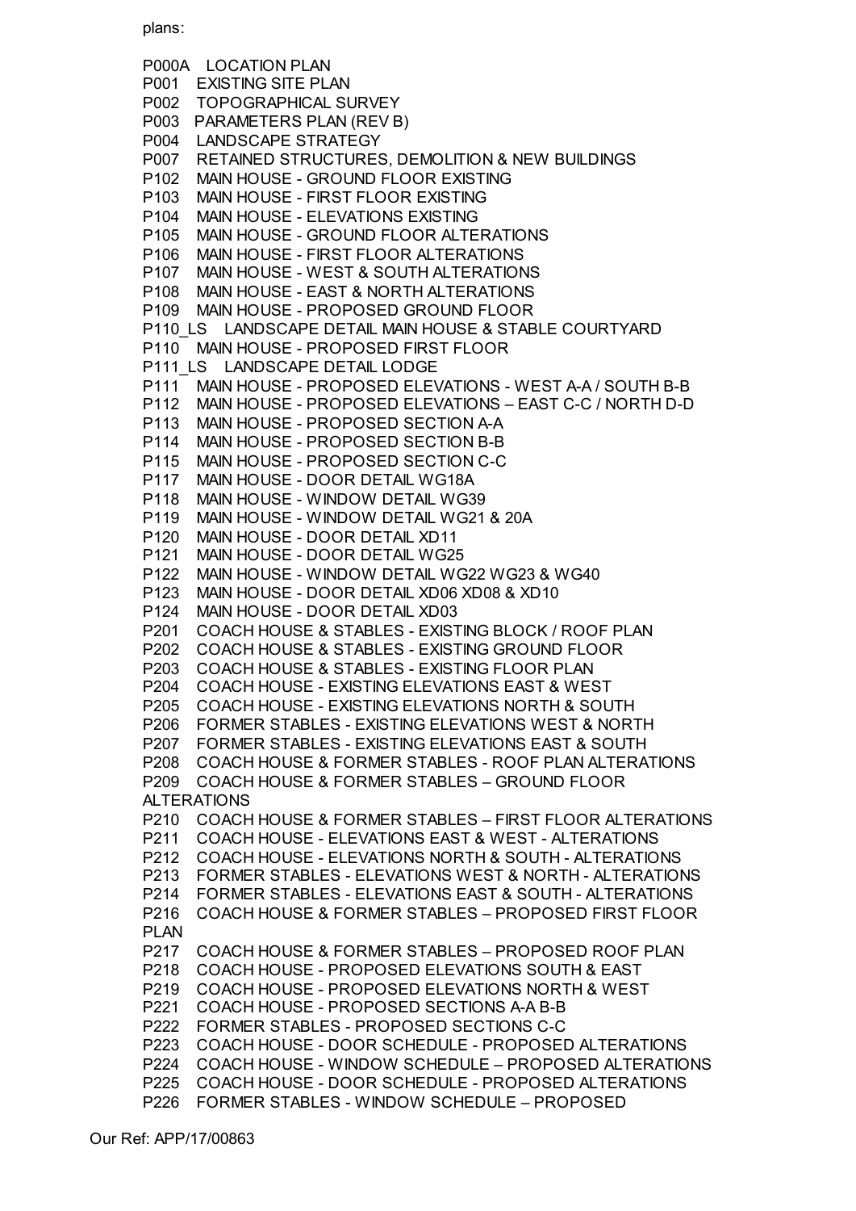plans:

P000A LOCATION PLAN
P001 EXISTING SITE PLAN
P002 TOPOGRAPHICAL SURVEY
P003 PARAMETERS PLAN (REV B)
P004 LANDSCAPE STRATEGY
P007 RETAINED STRUCTURES, DEMOLITION & NEW BUILDINGS
P102 MAIN HOUSE - GROUND FLOOR EXISTING
P103 MAIN HOUSE - FIRST FLOOR EXISTING
P104 MAIN HOUSE - ELEVATIONS EXISTING
P105 MAIN HOUSE - GROUND FLOOR ALTERATIONS
P106 MAIN HOUSE - FIRST FLOOR ALTERATIONS
P107 MAIN HOUSE - WEST & SOUTH ALTERATIONS
P108 MAIN HOUSE - EAST & NORTH ALTERATIONS
P109 MAIN HOUSE - PROPOSED GROUND FLOOR
P110_LS LANDSCAPE DETAIL MAIN HOUSE & STABLE COURTYARD
P110 MAIN HOUSE - PROPOSED FIRST FLOOR
P111_LS LANDSCAPE DETAIL LODGE
P111 MAIN HOUSE - PROPOSED ELEVATIONS - WEST A-A / SOUTH B-B
P112 MAIN HOUSE - PROPOSED ELEVATIONS – EAST C-C / NORTH D-D
P113 MAIN HOUSE - PROPOSED SECTION A-A
P114 MAIN HOUSE - PROPOSED SECTION B-B
P115 MAIN HOUSE - PROPOSED SECTION C-C
P117 MAIN HOUSE - DOOR DETAIL WG18A
P118 MAIN HOUSE - WINDOW DETAIL WG39
P119 MAIN HOUSE - WINDOW DETAIL WG21 & 20A
P120 MAIN HOUSE - DOOR DETAIL XD11
P121 MAIN HOUSE - DOOR DETAIL WG25
P122 MAIN HOUSE - WINDOW DETAIL WG22 WG23 & WG40
P123 MAIN HOUSE - DOOR DETAIL XD06 XD08 & XD10
P124 MAIN HOUSE - DOOR DETAIL XD03
P201 COACH HOUSE & STABLES - EXISTING BLOCK / ROOF PLAN
P202 COACH HOUSE & STABLES - EXISTING GROUND FLOOR
P203 COACH HOUSE & STABLES - EXISTING FLOOR PLAN
P204 COACH HOUSE - EXISTING ELEVATIONS EAST & WEST
P205 COACH HOUSE - EXISTING ELEVATIONS NORTH & SOUTH
P206 FORMER STABLES - EXISTING ELEVATIONS WEST & NORTH
P207 FORMER STABLES - EXISTING ELEVATIONS EAST & SOUTH
P208 COACH HOUSE & FORMER STABLES - ROOF PLAN ALTERATIONS
P209 COACH HOUSE & FORMER STABLES – GROUND FLOOR ALTERATIONS
P210 COACH HOUSE & FORMER STABLES – FIRST FLOOR ALTERATIONS
P211 COACH HOUSE - ELEVATIONS EAST & WEST - ALTERATIONS
P212 COACH HOUSE - ELEVATIONS NORTH & SOUTH - ALTERATIONS
P213 FORMER STABLES - ELEVATIONS WEST & NORTH - ALTERATIONS
P214 FORMER STABLES - ELEVATIONS EAST & SOUTH - ALTERATIONS
P216 COACH HOUSE & FORMER STABLES – PROPOSED FIRST FLOOR PLAN
P217 COACH HOUSE & FORMER STABLES – PROPOSED ROOF PLAN
P218 COACH HOUSE - PROPOSED ELEVATIONS SOUTH & EAST
P219 COACH HOUSE - PROPOSED ELEVATIONS NORTH & WEST
P221 COACH HOUSE - PROPOSED SECTIONS A-A B-B
P222 FORMER STABLES - PROPOSED SECTIONS C-C
P223 COACH HOUSE - DOOR SCHEDULE - PROPOSED ALTERATIONS
P224 COACH HOUSE - WINDOW SCHEDULE – PROPOSED ALTERATIONS
P225 COACH HOUSE - DOOR SCHEDULE - PROPOSED ALTERATIONS
P226 FORMER STABLES - WINDOW SCHEDULE – PROPOSED

Our Ref: APP/17/00863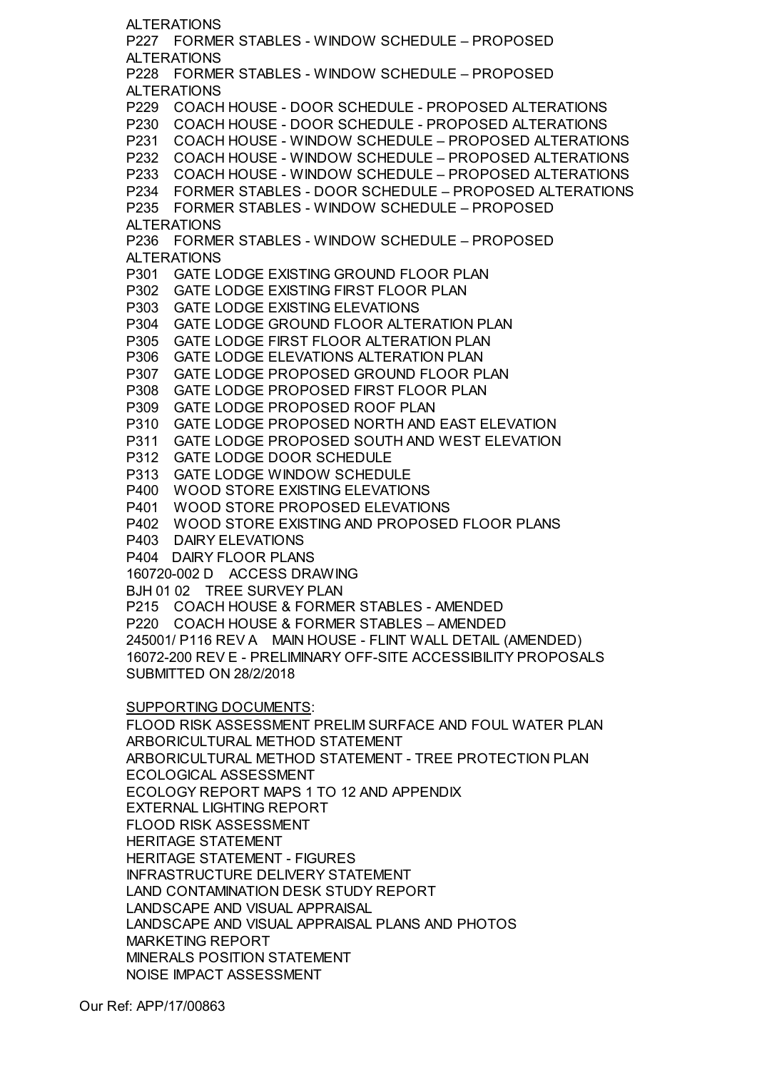ALTERATIONS
P227 FORMER STABLES - WINDOW SCHEDULE – PROPOSED ALTERATIONS
P228 FORMER STABLES - WINDOW SCHEDULE – PROPOSED ALTERATIONS
P229 COACH HOUSE - DOOR SCHEDULE - PROPOSED ALTERATIONS
P230 COACH HOUSE - DOOR SCHEDULE - PROPOSED ALTERATIONS
P231 COACH HOUSE - WINDOW SCHEDULE – PROPOSED ALTERATIONS
P232 COACH HOUSE - WINDOW SCHEDULE – PROPOSED ALTERATIONS
P233 COACH HOUSE - WINDOW SCHEDULE – PROPOSED ALTERATIONS
P234 FORMER STABLES - DOOR SCHEDULE – PROPOSED ALTERATIONS
P235 FORMER STABLES - WINDOW SCHEDULE – PROPOSED ALTERATIONS
P236 FORMER STABLES - WINDOW SCHEDULE – PROPOSED ALTERATIONS
P301 GATE LODGE EXISTING GROUND FLOOR PLAN
P302 GATE LODGE EXISTING FIRST FLOOR PLAN
P303 GATE LODGE EXISTING ELEVATIONS
P304 GATE LODGE GROUND FLOOR ALTERATION PLAN
P305 GATE LODGE FIRST FLOOR ALTERATION PLAN
P306 GATE LODGE ELEVATIONS ALTERATION PLAN
P307 GATE LODGE PROPOSED GROUND FLOOR PLAN
P308 GATE LODGE PROPOSED FIRST FLOOR PLAN
P309 GATE LODGE PROPOSED ROOF PLAN
P310 GATE LODGE PROPOSED NORTH AND EAST ELEVATION
P311 GATE LODGE PROPOSED SOUTH AND WEST ELEVATION
P312 GATE LODGE DOOR SCHEDULE
P313 GATE LODGE WINDOW SCHEDULE
P400 WOOD STORE EXISTING ELEVATIONS
P401 WOOD STORE PROPOSED ELEVATIONS
P402 WOOD STORE EXISTING AND PROPOSED FLOOR PLANS
P403 DAIRY ELEVATIONS
P404 DAIRY FLOOR PLANS
160720-002 D ACCESS DRAWING
BJH 01 02 TREE SURVEY PLAN
P215 COACH HOUSE & FORMER STABLES - AMENDED
P220 COACH HOUSE & FORMER STABLES – AMENDED
245001/ P116 REV A MAIN HOUSE - FLINT WALL DETAIL (AMENDED)
16072-200 REV E - PRELIMINARY OFF-SITE ACCESSIBILITY PROPOSALS SUBMITTED ON 28/2/2018

SUPPORTING DOCUMENTS:
FLOOD RISK ASSESSMENT PRELIM SURFACE AND FOUL WATER PLAN
ARBORICULTURAL METHOD STATEMENT
ARBORICULTURAL METHOD STATEMENT - TREE PROTECTION PLAN
ECOLOGICAL ASSESSMENT
ECOLOGY REPORT MAPS 1 TO 12 AND APPENDIX
EXTERNAL LIGHTING REPORT
FLOOD RISK ASSESSMENT
HERITAGE STATEMENT
HERITAGE STATEMENT - FIGURES
INFRASTRUCTURE DELIVERY STATEMENT
LAND CONTAMINATION DESK STUDY REPORT
LANDSCAPE AND VISUAL APPRAISAL
LANDSCAPE AND VISUAL APPRAISAL PLANS AND PHOTOS
MARKETING REPORT
MINERALS POSITION STATEMENT
NOISE IMPACT ASSESSMENT

Our Ref: APP/17/00863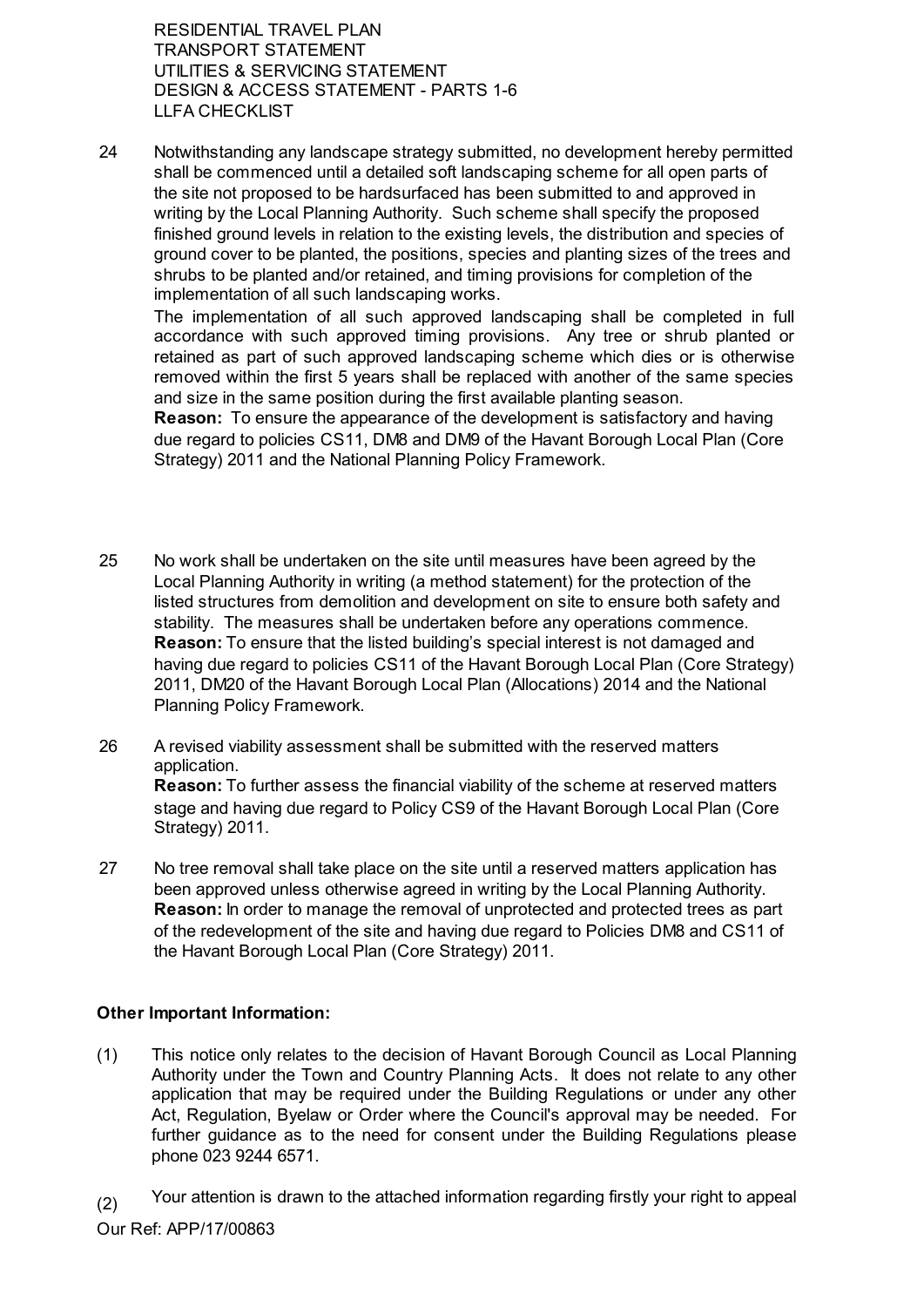RESIDENTIAL TRAVEL PLAN
TRANSPORT STATEMENT
UTILITIES & SERVICING STATEMENT
DESIGN & ACCESS STATEMENT - PARTS 1-6
LLFA CHECKLIST

24 Notwithstanding any landscape strategy submitted, no development hereby permitted shall be commenced until a detailed soft landscaping scheme for all open parts of the site not proposed to be hardsurfaced has been submitted to and approved in writing by the Local Planning Authority. Such scheme shall specify the proposed finished ground levels in relation to the existing levels, the distribution and species of ground cover to be planted, the positions, species and planting sizes of the trees and shrubs to be planted and/or retained, and timing provisions for completion of the implementation of all such landscaping works.
The implementation of all such approved landscaping shall be completed in full accordance with such approved timing provisions. Any tree or shrub planted or retained as part of such approved landscaping scheme which dies or is otherwise removed within the first 5 years shall be replaced with another of the same species and size in the same position during the first available planting season.
**Reason:** To ensure the appearance of the development is satisfactory and having due regard to policies CS11, DM8 and DM9 of the Havant Borough Local Plan (Core Strategy) 2011 and the National Planning Policy Framework.

25 No work shall be undertaken on the site until measures have been agreed by the Local Planning Authority in writing (a method statement) for the protection of the listed structures from demolition and development on site to ensure both safety and stability. The measures shall be undertaken before any operations commence.
**Reason:** To ensure that the listed building's special interest is not damaged and having due regard to policies CS11 of the Havant Borough Local Plan (Core Strategy) 2011, DM20 of the Havant Borough Local Plan (Allocations) 2014 and the National Planning Policy Framework.

26 A revised viability assessment shall be submitted with the reserved matters application.
**Reason:** To further assess the financial viability of the scheme at reserved matters stage and having due regard to Policy CS9 of the Havant Borough Local Plan (Core Strategy) 2011.

27 No tree removal shall take place on the site until a reserved matters application has been approved unless otherwise agreed in writing by the Local Planning Authority.
**Reason:** In order to manage the removal of unprotected and protected trees as part of the redevelopment of the site and having due regard to Policies DM8 and CS11 of the Havant Borough Local Plan (Core Strategy) 2011.

**Other Important Information:**

(1) This notice only relates to the decision of Havant Borough Council as Local Planning Authority under the Town and Country Planning Acts. It does not relate to any other application that may be required under the Building Regulations or under any other Act, Regulation, Byelaw or Order where the Council's approval may be needed. For further guidance as to the need for consent under the Building Regulations please phone 023 9244 6571.

(2) Your attention is drawn to the attached information regarding firstly your right to appeal

Our Ref: APP/17/00863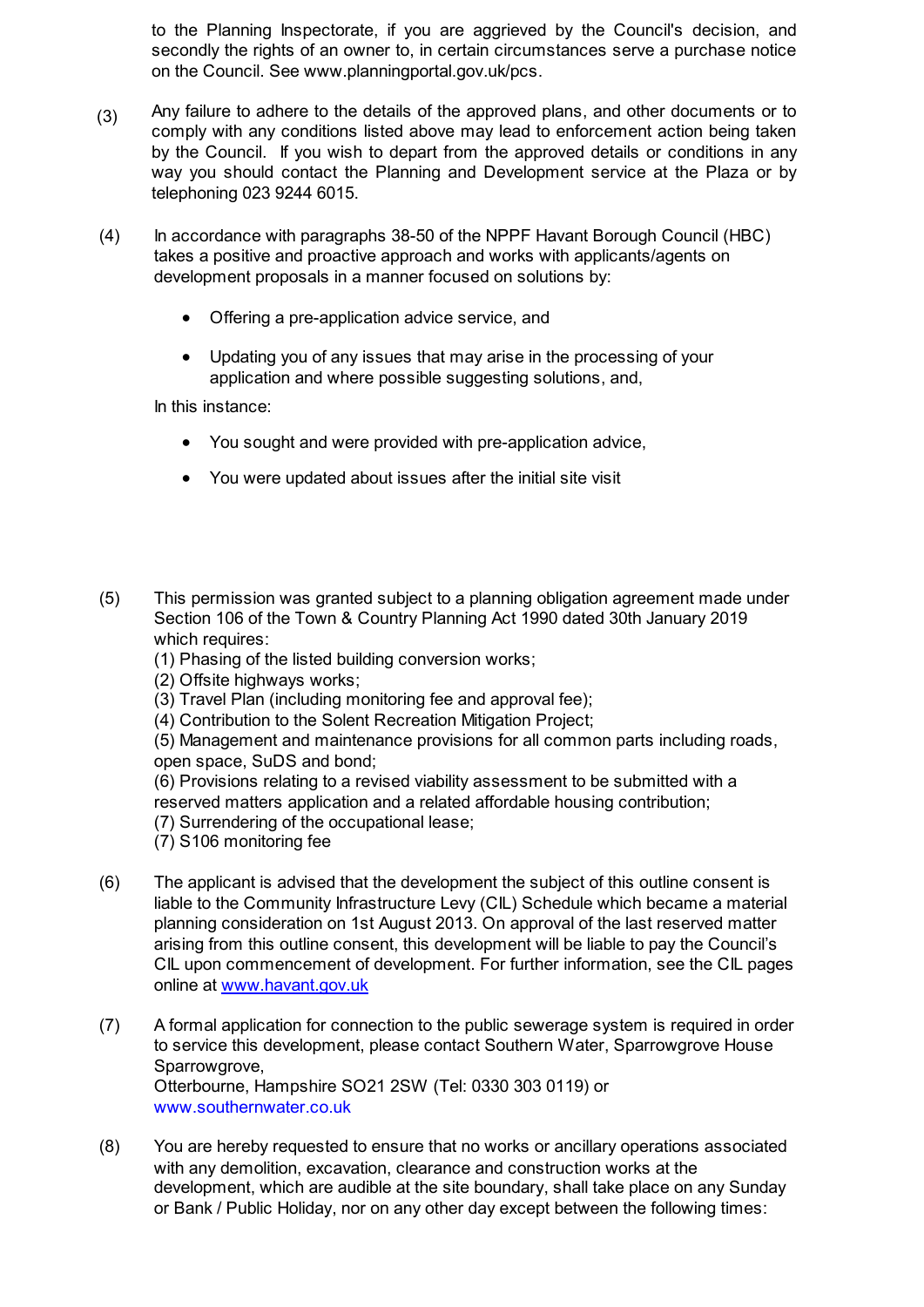to the Planning Inspectorate, if you are aggrieved by the Council's decision, and secondly the rights of an owner to, in certain circumstances serve a purchase notice on the Council. See www.planningportal.gov.uk/pcs.

(3) Any failure to adhere to the details of the approved plans, and other documents or to comply with any conditions listed above may lead to enforcement action being taken by the Council. If you wish to depart from the approved details or conditions in any way you should contact the Planning and Development service at the Plaza or by telephoning 023 9244 6015.

(4) In accordance with paragraphs 38-50 of the NPPF Havant Borough Council (HBC) takes a positive and proactive approach and works with applicants/agents on development proposals in a manner focused on solutions by:

- Offering a pre-application advice service, and
- Updating you of any issues that may arise in the processing of your application and where possible suggesting solutions, and,

In this instance:

- You sought and were provided with pre-application advice,
- You were updated about issues after the initial site visit

(5) This permission was granted subject to a planning obligation agreement made under Section 106 of the Town & Country Planning Act 1990 dated 30th January 2019 which requires:
(1) Phasing of the listed building conversion works;
(2) Offsite highways works;
(3) Travel Plan (including monitoring fee and approval fee);
(4) Contribution to the Solent Recreation Mitigation Project;
(5) Management and maintenance provisions for all common parts including roads, open space, SuDS and bond;
(6) Provisions relating to a revised viability assessment to be submitted with a reserved matters application and a related affordable housing contribution;
(7) Surrendering of the occupational lease;
(7) S106 monitoring fee

(6) The applicant is advised that the development the subject of this outline consent is liable to the Community Infrastructure Levy (CIL) Schedule which became a material planning consideration on 1st August 2013. On approval of the last reserved matter arising from this outline consent, this development will be liable to pay the Council's CIL upon commencement of development. For further information, see the CIL pages online at www.havant.gov.uk

(7) A formal application for connection to the public sewerage system is required in order to service this development, please contact Southern Water, Sparrowgrove House Sparrowgrove,
Otterbourne, Hampshire SO21 2SW (Tel: 0330 303 0119) or www.southernwater.co.uk

(8) You are hereby requested to ensure that no works or ancillary operations associated with any demolition, excavation, clearance and construction works at the development, which are audible at the site boundary, shall take place on any Sunday or Bank / Public Holiday, nor on any other day except between the following times: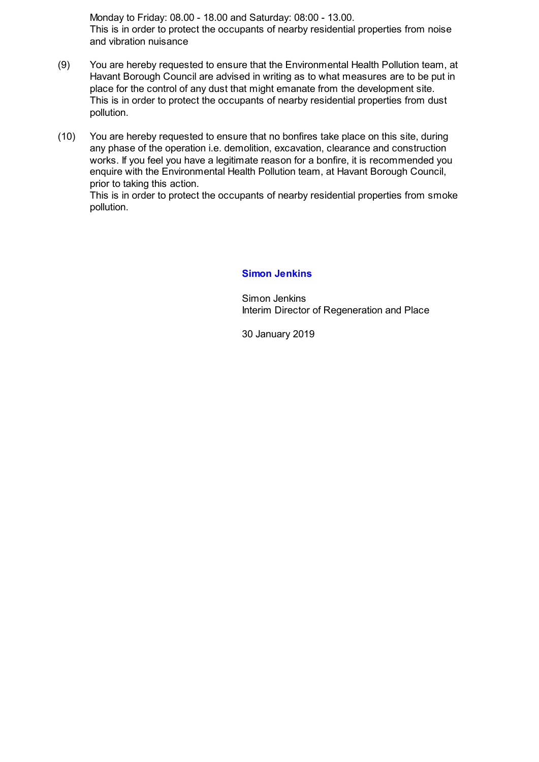Monday to Friday: 08.00 - 18.00 and Saturday: 08:00 - 13.00.
This is in order to protect the occupants of nearby residential properties from noise and vibration nuisance

(9) You are hereby requested to ensure that the Environmental Health Pollution team, at Havant Borough Council are advised in writing as to what measures are to be put in place for the control of any dust that might emanate from the development site.
This is in order to protect the occupants of nearby residential properties from dust pollution.

(10) You are hereby requested to ensure that no bonfires take place on this site, during any phase of the operation i.e. demolition, excavation, clearance and construction works. If you feel you have a legitimate reason for a bonfire, it is recommended you enquire with the Environmental Health Pollution team, at Havant Borough Council, prior to taking this action.
This is in order to protect the occupants of nearby residential properties from smoke pollution.

**Simon Jenkins**

Simon Jenkins
Interim Director of Regeneration and Place

30 January 2019